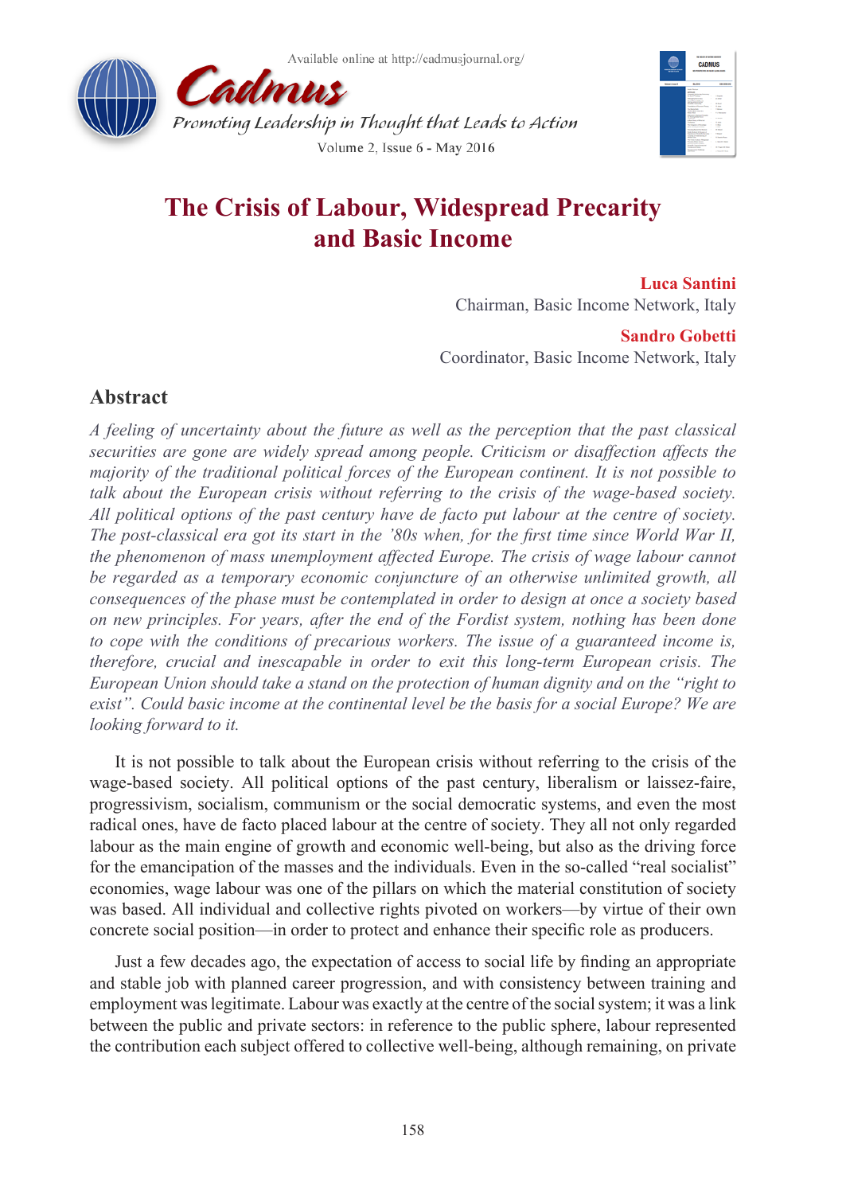# The Crisis of Labour, Widespread Precarity and Basic Income

**Luca Santini**
Chairman, Basic Income Network, Italy

**Sandro Gobetti**
Coordinator, Basic Income Network, Italy

## Abstract

*A feeling of uncertainty about the future as well as the perception that the past classical securities are gone are widely spread among people. Criticism or disaffection affects the majority of the traditional political forces of the European continent. It is not possible to talk about the European crisis without referring to the crisis of the wage-based society. All political options of the past century have de facto put labour at the centre of society. The post-classical era got its start in the '80s when, for the first time since World War II, the phenomenon of mass unemployment affected Europe. The crisis of wage labour cannot be regarded as a temporary economic conjuncture of an otherwise unlimited growth, all consequences of the phase must be contemplated in order to design at once a society based on new principles. For years, after the end of the Fordist system, nothing has been done to cope with the conditions of precarious workers. The issue of a guaranteed income is, therefore, crucial and inescapable in order to exit this long-term European crisis. The European Union should take a stand on the protection of human dignity and on the "right to exist". Could basic income at the continental level be the basis for a social Europe? We are looking forward to it.*

It is not possible to talk about the European crisis without referring to the crisis of the wage-based society. All political options of the past century, liberalism or laissez-faire, progressivism, socialism, communism or the social democratic systems, and even the most radical ones, have de facto placed labour at the centre of society. They all not only regarded labour as the main engine of growth and economic well-being, but also as the driving force for the emancipation of the masses and the individuals. Even in the so-called "real socialist" economies, wage labour was one of the pillars on which the material constitution of society was based. All individual and collective rights pivoted on workers—by virtue of their own concrete social position—in order to protect and enhance their specific role as producers.

Just a few decades ago, the expectation of access to social life by finding an appropriate and stable job with planned career progression, and with consistency between training and employment was legitimate. Labour was exactly at the centre of the social system; it was a link between the public and private sectors: in reference to the public sphere, labour represented the contribution each subject offered to collective well-being, although remaining, on private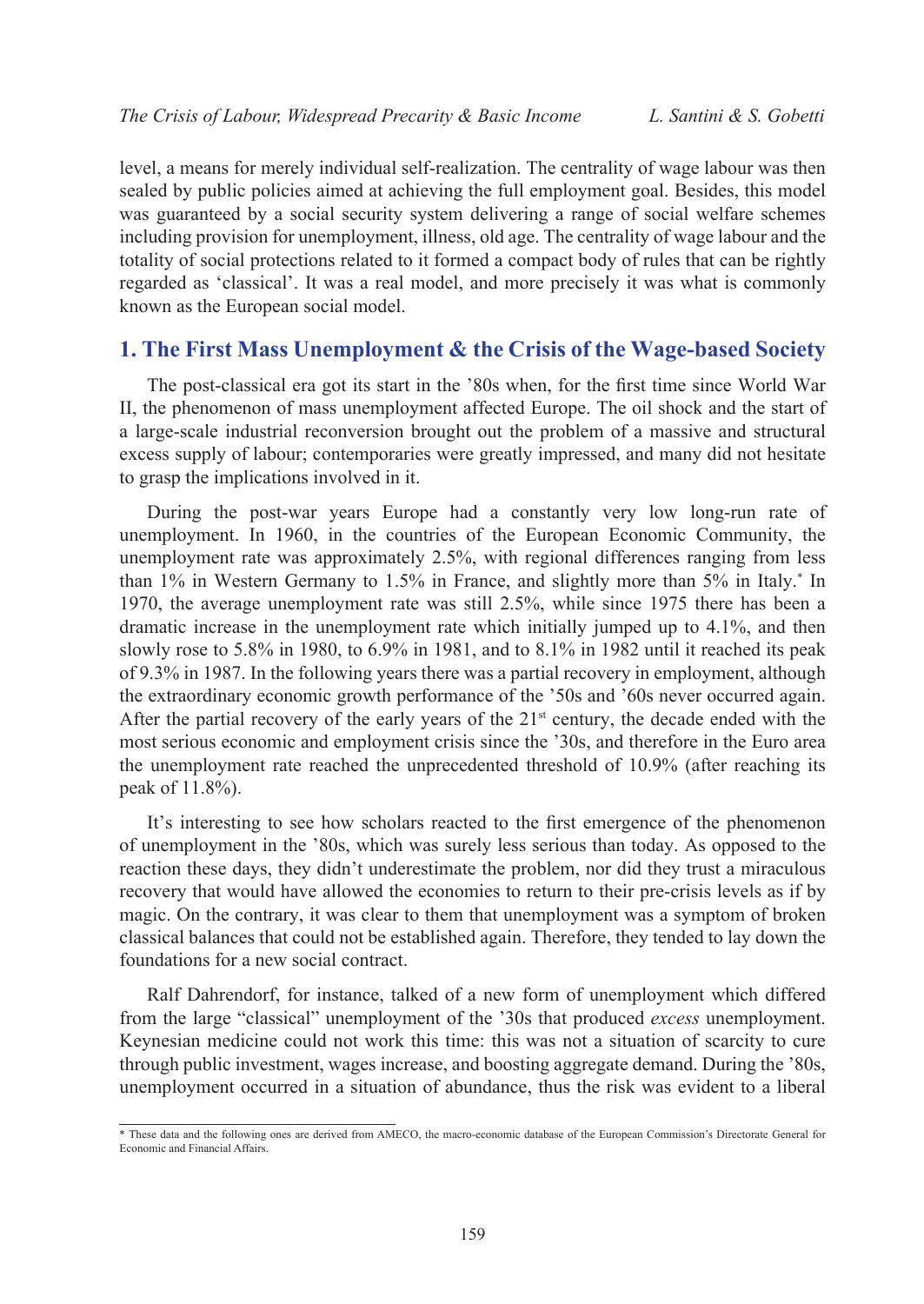level, a means for merely individual self-realization. The centrality of wage labour was then sealed by public policies aimed at achieving the full employment goal. Besides, this model was guaranteed by a social security system delivering a range of social welfare schemes including provision for unemployment, illness, old age. The centrality of wage labour and the totality of social protections related to it formed a compact body of rules that can be rightly regarded as 'classical'. It was a real model, and more precisely it was what is commonly known as the European social model.

## 1. The First Mass Unemployment & the Crisis of the Wage-based Society

The post-classical era got its start in the '80s when, for the first time since World War II, the phenomenon of mass unemployment affected Europe. The oil shock and the start of a large-scale industrial reconversion brought out the problem of a massive and structural excess supply of labour; contemporaries were greatly impressed, and many did not hesitate to grasp the implications involved in it.

During the post-war years Europe had a constantly very low long-run rate of unemployment. In 1960, in the countries of the European Economic Community, the unemployment rate was approximately 2.5%, with regional differences ranging from less than 1% in Western Germany to 1.5% in France, and slightly more than 5% in Italy.* In 1970, the average unemployment rate was still 2.5%, while since 1975 there has been a dramatic increase in the unemployment rate which initially jumped up to 4.1%, and then slowly rose to 5.8% in 1980, to 6.9% in 1981, and to 8.1% in 1982 until it reached its peak of 9.3% in 1987. In the following years there was a partial recovery in employment, although the extraordinary economic growth performance of the '50s and '60s never occurred again. After the partial recovery of the early years of the 21st century, the decade ended with the most serious economic and employment crisis since the '30s, and therefore in the Euro area the unemployment rate reached the unprecedented threshold of 10.9% (after reaching its peak of 11.8%).

It's interesting to see how scholars reacted to the first emergence of the phenomenon of unemployment in the '80s, which was surely less serious than today. As opposed to the reaction these days, they didn't underestimate the problem, nor did they trust a miraculous recovery that would have allowed the economies to return to their pre-crisis levels as if by magic. On the contrary, it was clear to them that unemployment was a symptom of broken classical balances that could not be established again. Therefore, they tended to lay down the foundations for a new social contract.

Ralf Dahrendorf, for instance, talked of a new form of unemployment which differed from the large "classical" unemployment of the '30s that produced *excess* unemployment. Keynesian medicine could not work this time: this was not a situation of scarcity to cure through public investment, wages increase, and boosting aggregate demand. During the '80s, unemployment occurred in a situation of abundance, thus the risk was evident to a liberal

* These data and the following ones are derived from AMECO, the macro-economic database of the European Commission's Directorate General for Economic and Financial Affairs.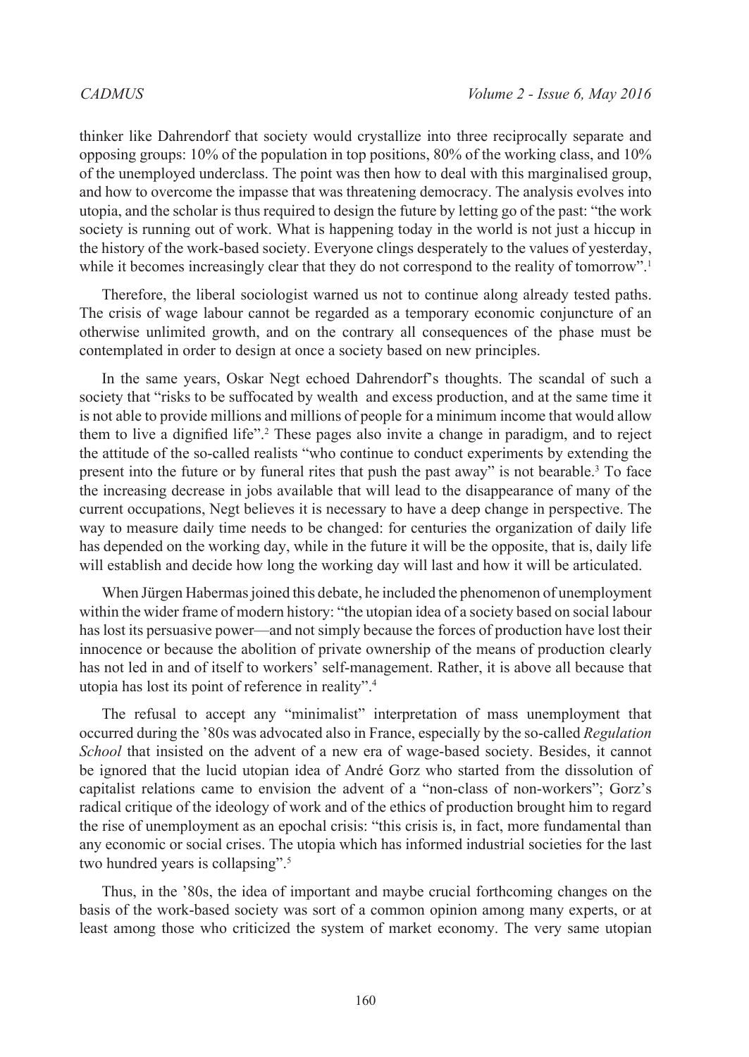thinker like Dahrendorf that society would crystallize into three reciprocally separate and opposing groups: 10% of the population in top positions, 80% of the working class, and 10% of the unemployed underclass. The point was then how to deal with this marginalised group, and how to overcome the impasse that was threatening democracy. The analysis evolves into utopia, and the scholar is thus required to design the future by letting go of the past: "the work society is running out of work. What is happening today in the world is not just a hiccup in the history of the work-based society. Everyone clings desperately to the values of yesterday, while it becomes increasingly clear that they do not correspond to the reality of tomorrow".[1]

Therefore, the liberal sociologist warned us not to continue along already tested paths. The crisis of wage labour cannot be regarded as a temporary economic conjuncture of an otherwise unlimited growth, and on the contrary all consequences of the phase must be contemplated in order to design at once a society based on new principles.

In the same years, Oskar Negt echoed Dahrendorf's thoughts. The scandal of such a society that "risks to be suffocated by wealth and excess production, and at the same time it is not able to provide millions and millions of people for a minimum income that would allow them to live a dignified life".[2] These pages also invite a change in paradigm, and to reject the attitude of the so-called realists "who continue to conduct experiments by extending the present into the future or by funeral rites that push the past away" is not bearable.[3] To face the increasing decrease in jobs available that will lead to the disappearance of many of the current occupations, Negt believes it is necessary to have a deep change in perspective. The way to measure daily time needs to be changed: for centuries the organization of daily life has depended on the working day, while in the future it will be the opposite, that is, daily life will establish and decide how long the working day will last and how it will be articulated.

When Jürgen Habermas joined this debate, he included the phenomenon of unemployment within the wider frame of modern history: "the utopian idea of a society based on social labour has lost its persuasive power—and not simply because the forces of production have lost their innocence or because the abolition of private ownership of the means of production clearly has not led in and of itself to workers' self-management. Rather, it is above all because that utopia has lost its point of reference in reality".[4]

The refusal to accept any "minimalist" interpretation of mass unemployment that occurred during the '80s was advocated also in France, especially by the so-called *Regulation School* that insisted on the advent of a new era of wage-based society. Besides, it cannot be ignored that the lucid utopian idea of André Gorz who started from the dissolution of capitalist relations came to envision the advent of a "non-class of non-workers"; Gorz's radical critique of the ideology of work and of the ethics of production brought him to regard the rise of unemployment as an epochal crisis: "this crisis is, in fact, more fundamental than any economic or social crises. The utopia which has informed industrial societies for the last two hundred years is collapsing".[5]

Thus, in the '80s, the idea of important and maybe crucial forthcoming changes on the basis of the work-based society was sort of a common opinion among many experts, or at least among those who criticized the system of market economy. The very same utopian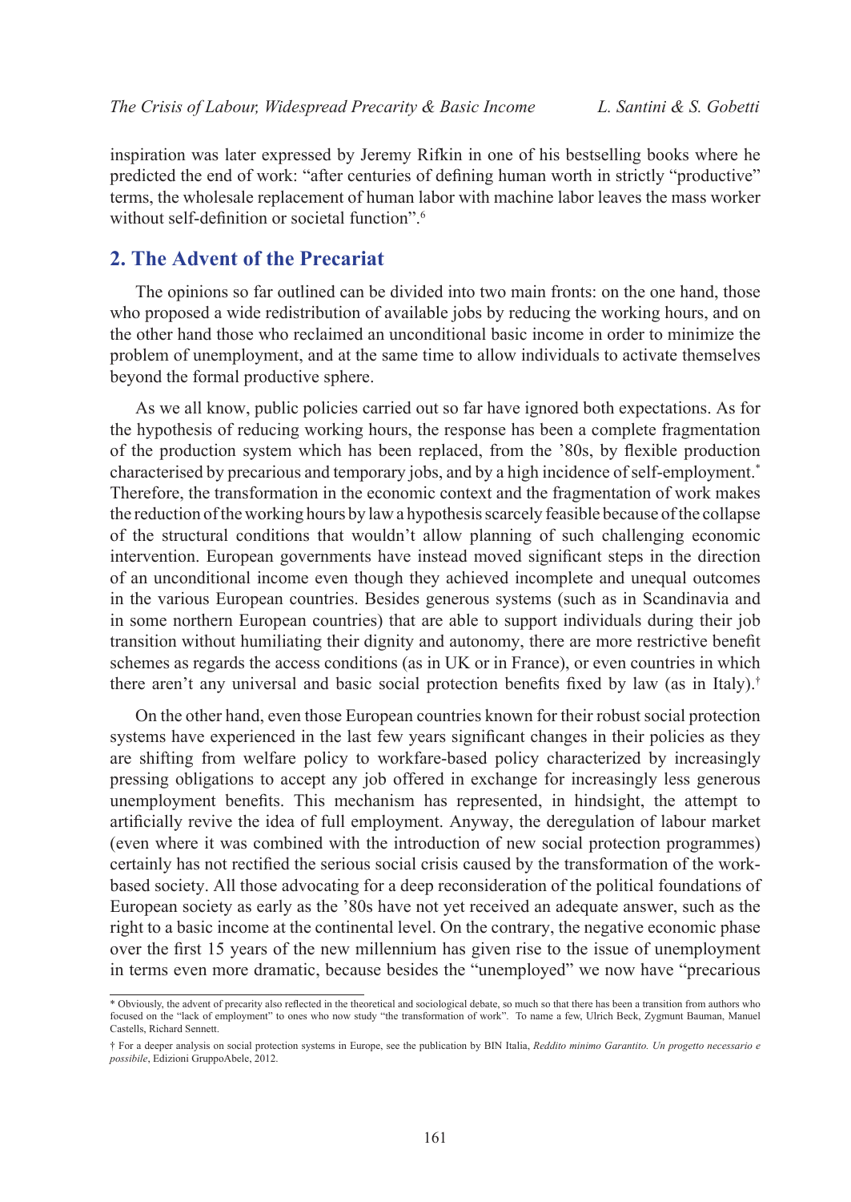inspiration was later expressed by Jeremy Rifkin in one of his bestselling books where he predicted the end of work: "after centuries of defining human worth in strictly "productive" terms, the wholesale replacement of human labor with machine labor leaves the mass worker without self-definition or societal function".[6]

## 2. The Advent of the Precariat

The opinions so far outlined can be divided into two main fronts: on the one hand, those who proposed a wide redistribution of available jobs by reducing the working hours, and on the other hand those who reclaimed an unconditional basic income in order to minimize the problem of unemployment, and at the same time to allow individuals to activate themselves beyond the formal productive sphere.

As we all know, public policies carried out so far have ignored both expectations. As for the hypothesis of reducing working hours, the response has been a complete fragmentation of the production system which has been replaced, from the '80s, by flexible production characterised by precarious and temporary jobs, and by a high incidence of self-employment.[*] Therefore, the transformation in the economic context and the fragmentation of work makes the reduction of the working hours by law a hypothesis scarcely feasible because of the collapse of the structural conditions that wouldn't allow planning of such challenging economic intervention. European governments have instead moved significant steps in the direction of an unconditional income even though they achieved incomplete and unequal outcomes in the various European countries. Besides generous systems (such as in Scandinavia and in some northern European countries) that are able to support individuals during their job transition without humiliating their dignity and autonomy, there are more restrictive benefit schemes as regards the access conditions (as in UK or in France), or even countries in which there aren't any universal and basic social protection benefits fixed by law (as in Italy).[†]

On the other hand, even those European countries known for their robust social protection systems have experienced in the last few years significant changes in their policies as they are shifting from welfare policy to workfare-based policy characterized by increasingly pressing obligations to accept any job offered in exchange for increasingly less generous unemployment benefits. This mechanism has represented, in hindsight, the attempt to artificially revive the idea of full employment. Anyway, the deregulation of labour market (even where it was combined with the introduction of new social protection programmes) certainly has not rectified the serious social crisis caused by the transformation of the work-based society. All those advocating for a deep reconsideration of the political foundations of European society as early as the '80s have not yet received an adequate answer, such as the right to a basic income at the continental level. On the contrary, the negative economic phase over the first 15 years of the new millennium has given rise to the issue of unemployment in terms even more dramatic, because besides the "unemployed" we now have "precarious

---

[*] Obviously, the advent of precarity also reflected in the theoretical and sociological debate, so much so that there has been a transition from authors who focused on the "lack of employment" to ones who now study "the transformation of work". To name a few, Ulrich Beck, Zygmunt Bauman, Manuel Castells, Richard Sennett.

[†] For a deeper analysis on social protection systems in Europe, see the publication by BIN Italia, *Reddito minimo Garantito. Un progetto necessario e possibile*, Edizioni GruppoAbele, 2012.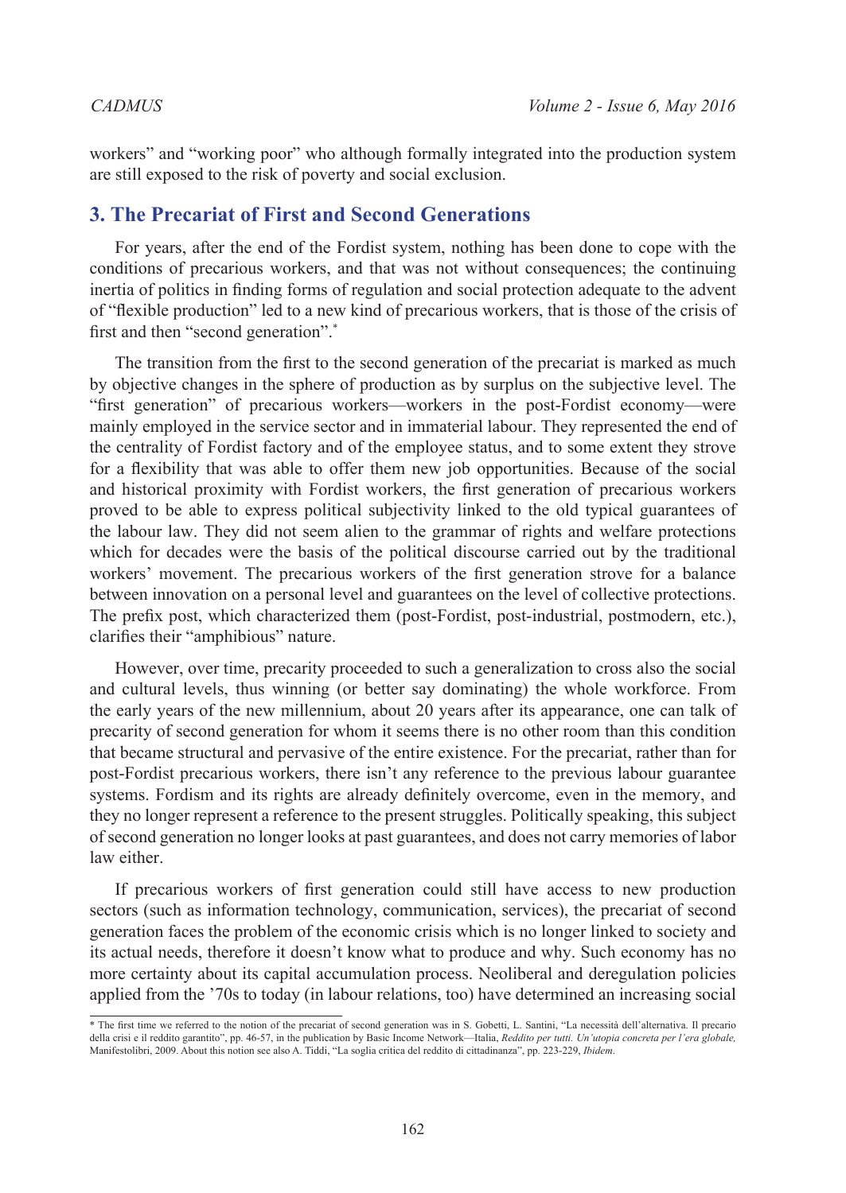workers" and "working poor" who although formally integrated into the production system are still exposed to the risk of poverty and social exclusion.

## 3. The Precariat of First and Second Generations

For years, after the end of the Fordist system, nothing has been done to cope with the conditions of precarious workers, and that was not without consequences; the continuing inertia of politics in finding forms of regulation and social protection adequate to the advent of "flexible production" led to a new kind of precarious workers, that is those of the crisis of first and then "second generation".*

The transition from the first to the second generation of the precariat is marked as much by objective changes in the sphere of production as by surplus on the subjective level. The "first generation" of precarious workers—workers in the post-Fordist economy—were mainly employed in the service sector and in immaterial labour. They represented the end of the centrality of Fordist factory and of the employee status, and to some extent they strove for a flexibility that was able to offer them new job opportunities. Because of the social and historical proximity with Fordist workers, the first generation of precarious workers proved to be able to express political subjectivity linked to the old typical guarantees of the labour law. They did not seem alien to the grammar of rights and welfare protections which for decades were the basis of the political discourse carried out by the traditional workers' movement. The precarious workers of the first generation strove for a balance between innovation on a personal level and guarantees on the level of collective protections. The prefix post, which characterized them (post-Fordist, post-industrial, postmodern, etc.), clarifies their "amphibious" nature.

However, over time, precarity proceeded to such a generalization to cross also the social and cultural levels, thus winning (or better say dominating) the whole workforce. From the early years of the new millennium, about 20 years after its appearance, one can talk of precarity of second generation for whom it seems there is no other room than this condition that became structural and pervasive of the entire existence. For the precariat, rather than for post-Fordist precarious workers, there isn't any reference to the previous labour guarantee systems. Fordism and its rights are already definitely overcome, even in the memory, and they no longer represent a reference to the present struggles. Politically speaking, this subject of second generation no longer looks at past guarantees, and does not carry memories of labor law either.

If precarious workers of first generation could still have access to new production sectors (such as information technology, communication, services), the precariat of second generation faces the problem of the economic crisis which is no longer linked to society and its actual needs, therefore it doesn't know what to produce and why. Such economy has no more certainty about its capital accumulation process. Neoliberal and deregulation policies applied from the '70s to today (in labour relations, too) have determined an increasing social

---

* The first time we referred to the notion of the precariat of second generation was in S. Gobetti, L. Santini, "La necessità dell'alternativa. Il precario della crisi e il reddito garantito", pp. 46-57, in the publication by Basic Income Network—Italia, *Reddito per tutti. Un'utopia concreta per l'era globale,* Manifestolibri, 2009. About this notion see also A. Tiddi, "La soglia critica del reddito di cittadinanza", pp. 223-229, *Ibidem*.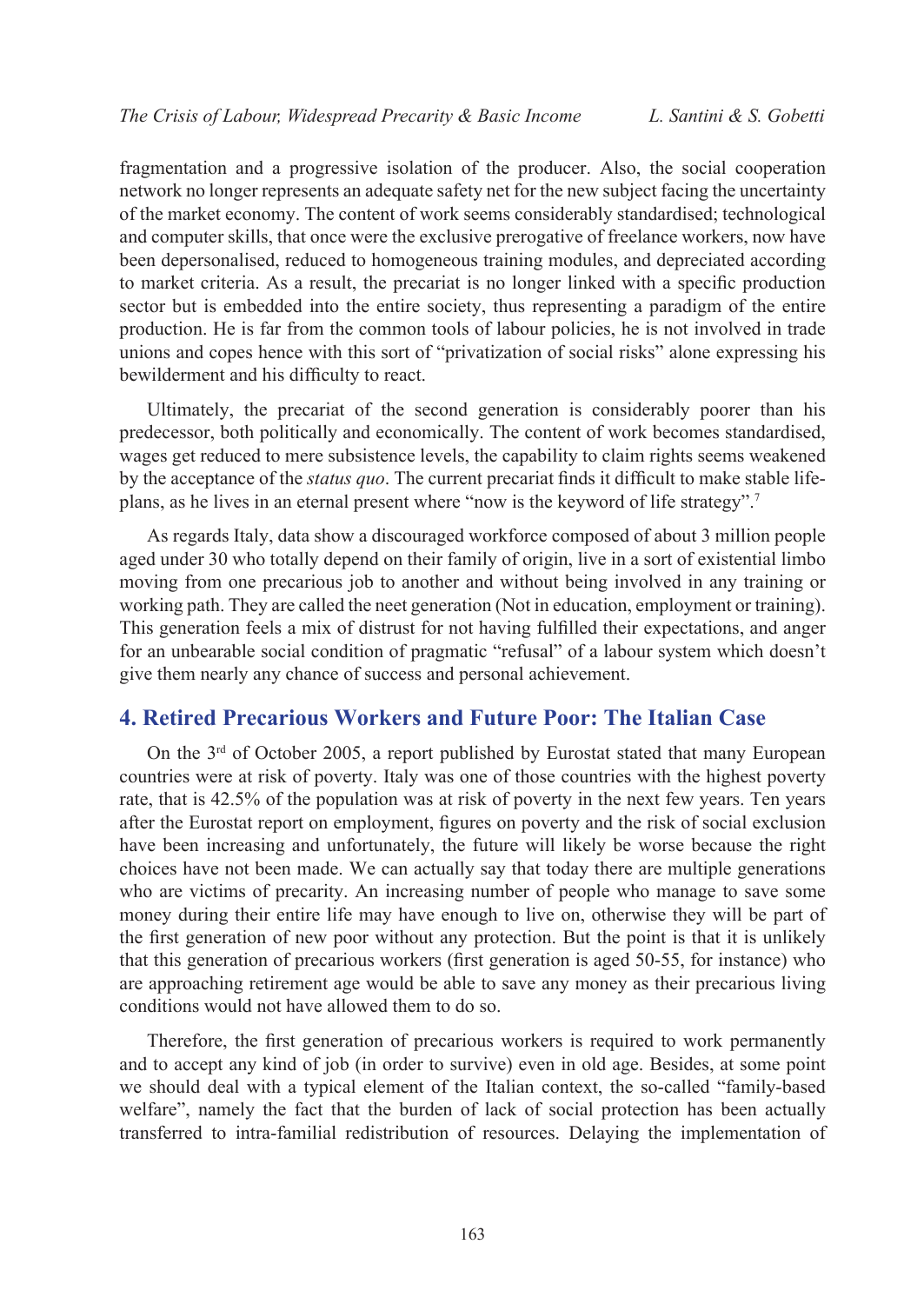fragmentation and a progressive isolation of the producer. Also, the social cooperation network no longer represents an adequate safety net for the new subject facing the uncertainty of the market economy. The content of work seems considerably standardised; technological and computer skills, that once were the exclusive prerogative of freelance workers, now have been depersonalised, reduced to homogeneous training modules, and depreciated according to market criteria. As a result, the precariat is no longer linked with a specific production sector but is embedded into the entire society, thus representing a paradigm of the entire production. He is far from the common tools of labour policies, he is not involved in trade unions and copes hence with this sort of "privatization of social risks" alone expressing his bewilderment and his difficulty to react.

Ultimately, the precariat of the second generation is considerably poorer than his predecessor, both politically and economically. The content of work becomes standardised, wages get reduced to mere subsistence levels, the capability to claim rights seems weakened by the acceptance of the *status quo*. The current precariat finds it difficult to make stable life-plans, as he lives in an eternal present where "now is the keyword of life strategy".[7]

As regards Italy, data show a discouraged workforce composed of about 3 million people aged under 30 who totally depend on their family of origin, live in a sort of existential limbo moving from one precarious job to another and without being involved in any training or working path. They are called the neet generation (Not in education, employment or training). This generation feels a mix of distrust for not having fulfilled their expectations, and anger for an unbearable social condition of pragmatic "refusal" of a labour system which doesn't give them nearly any chance of success and personal achievement.

## 4. Retired Precarious Workers and Future Poor: The Italian Case

On the 3rd of October 2005, a report published by Eurostat stated that many European countries were at risk of poverty. Italy was one of those countries with the highest poverty rate, that is 42.5% of the population was at risk of poverty in the next few years. Ten years after the Eurostat report on employment, figures on poverty and the risk of social exclusion have been increasing and unfortunately, the future will likely be worse because the right choices have not been made. We can actually say that today there are multiple generations who are victims of precarity. An increasing number of people who manage to save some money during their entire life may have enough to live on, otherwise they will be part of the first generation of new poor without any protection. But the point is that it is unlikely that this generation of precarious workers (first generation is aged 50-55, for instance) who are approaching retirement age would be able to save any money as their precarious living conditions would not have allowed them to do so.

Therefore, the first generation of precarious workers is required to work permanently and to accept any kind of job (in order to survive) even in old age. Besides, at some point we should deal with a typical element of the Italian context, the so-called "family-based welfare", namely the fact that the burden of lack of social protection has been actually transferred to intra-familial redistribution of resources. Delaying the implementation of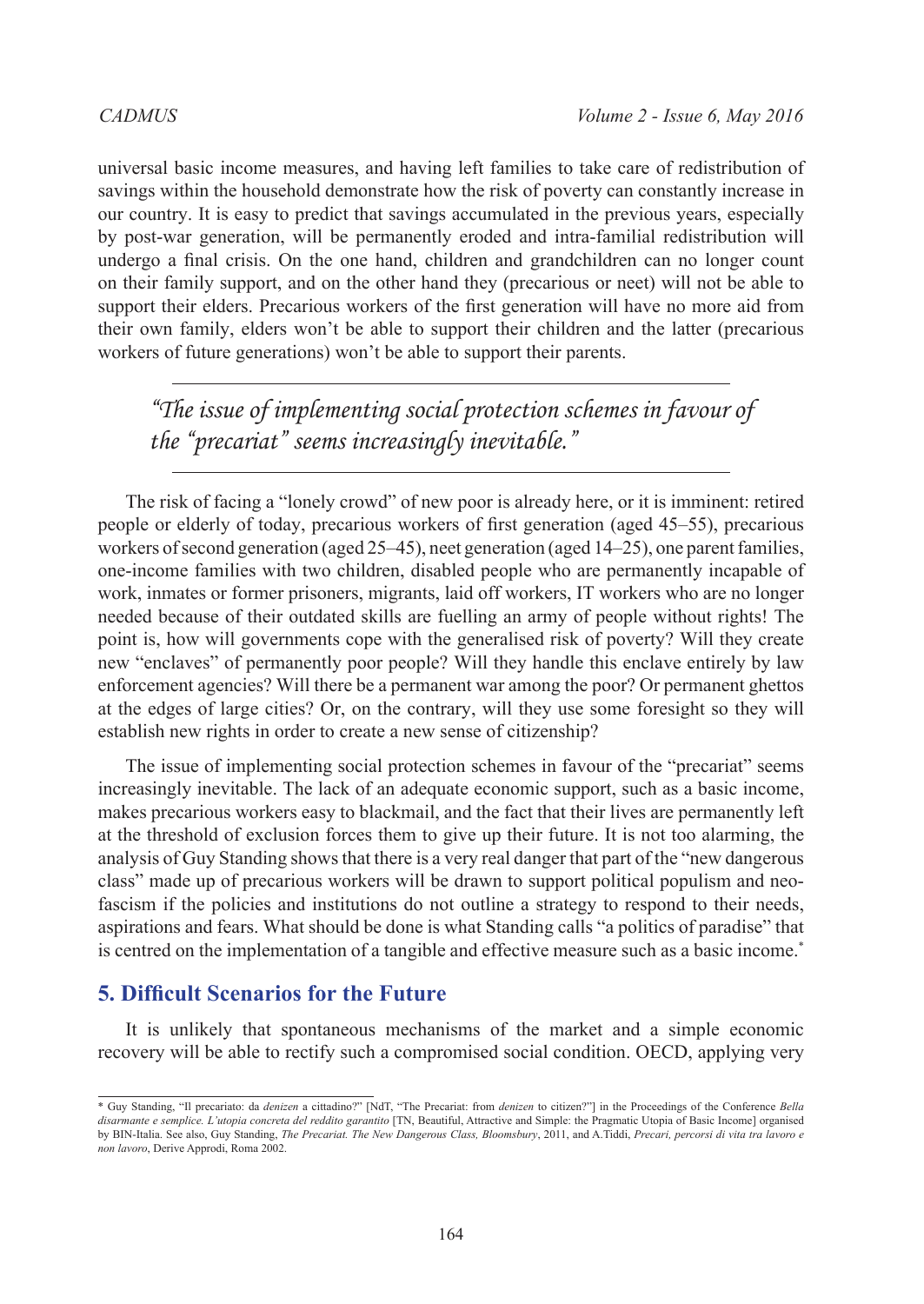universal basic income measures, and having left families to take care of redistribution of savings within the household demonstrate how the risk of poverty can constantly increase in our country. It is easy to predict that savings accumulated in the previous years, especially by post-war generation, will be permanently eroded and intra-familial redistribution will undergo a final crisis. On the one hand, children and grandchildren can no longer count on their family support, and on the other hand they (precarious or neet) will not be able to support their elders. Precarious workers of the first generation will have no more aid from their own family, elders won't be able to support their children and the latter (precarious workers of future generations) won't be able to support their parents.

> *"The issue of implementing social protection schemes in favour of the "precariat" seems increasingly inevitable."*

The risk of facing a "lonely crowd" of new poor is already here, or it is imminent: retired people or elderly of today, precarious workers of first generation (aged 45–55), precarious workers of second generation (aged 25–45), neet generation (aged 14–25), one parent families, one-income families with two children, disabled people who are permanently incapable of work, inmates or former prisoners, migrants, laid off workers, IT workers who are no longer needed because of their outdated skills are fuelling an army of people without rights! The point is, how will governments cope with the generalised risk of poverty? Will they create new "enclaves" of permanently poor people? Will they handle this enclave entirely by law enforcement agencies? Will there be a permanent war among the poor? Or permanent ghettos at the edges of large cities? Or, on the contrary, will they use some foresight so they will establish new rights in order to create a new sense of citizenship?

The issue of implementing social protection schemes in favour of the "precariat" seems increasingly inevitable. The lack of an adequate economic support, such as a basic income, makes precarious workers easy to blackmail, and the fact that their lives are permanently left at the threshold of exclusion forces them to give up their future. It is not too alarming, the analysis of Guy Standing shows that there is a very real danger that part of the "new dangerous class" made up of precarious workers will be drawn to support political populism and neo-fascism if the policies and institutions do not outline a strategy to respond to their needs, aspirations and fears. What should be done is what Standing calls "a politics of paradise" that is centred on the implementation of a tangible and effective measure such as a basic income.*

## 5. Difficult Scenarios for the Future

It is unlikely that spontaneous mechanisms of the market and a simple economic recovery will be able to rectify such a compromised social condition. OECD, applying very

---

* Guy Standing, "Il precariato: da *denizen* a cittadino?" [NdT, "The Precariat: from *denizen* to citizen?"] in the Proceedings of the Conference *Bella disarmante e semplice. L'utopia concreta del reddito garantito* [TN, Beautiful, Attractive and Simple: the Pragmatic Utopia of Basic Income] organised by BIN-Italia. See also, Guy Standing, *The Precariat. The New Dangerous Class, Bloomsbury*, 2011, and A.Tiddi, *Precari, percorsi di vita tra lavoro e non lavoro*, Derive Approdi, Roma 2002.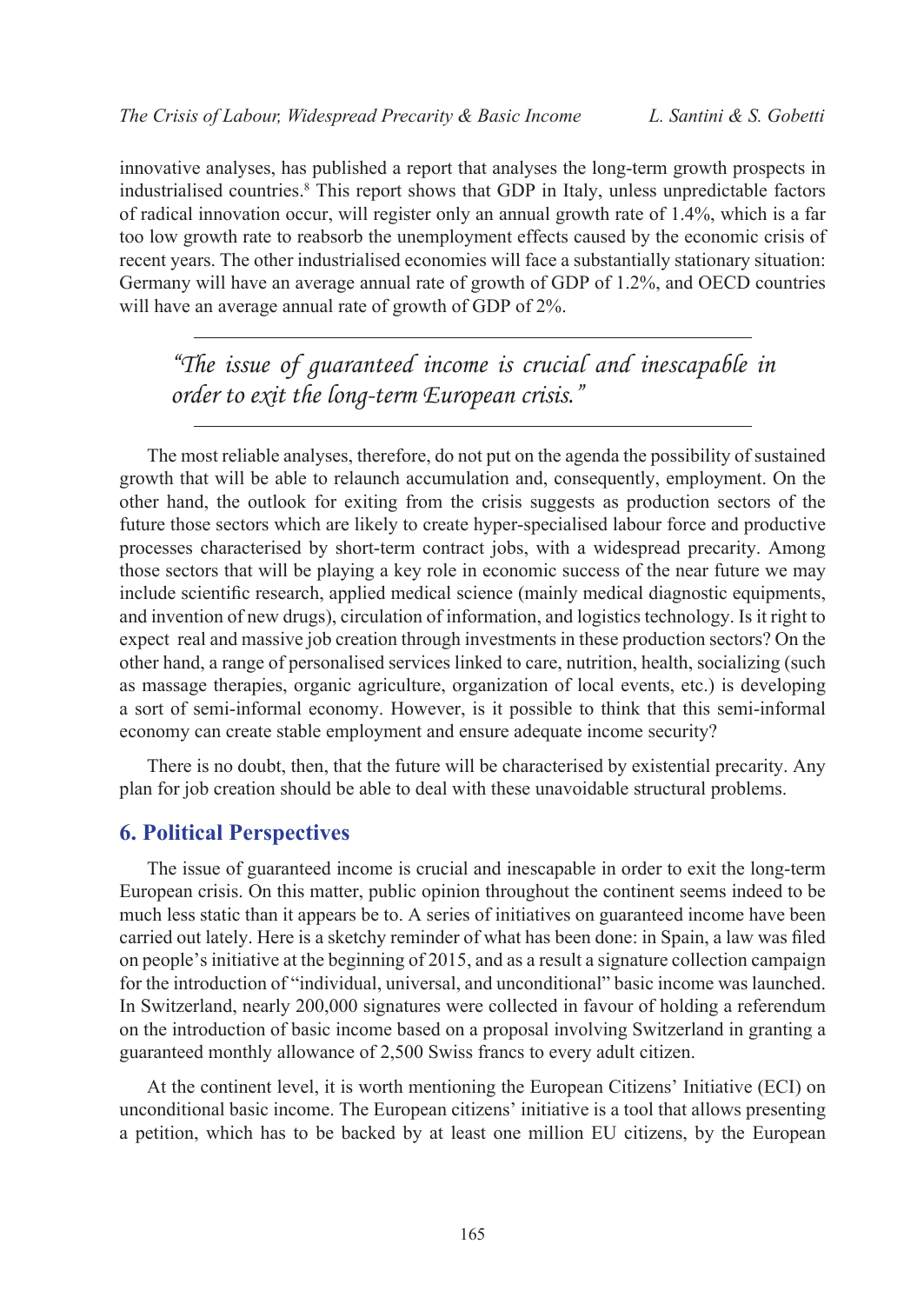innovative analyses, has published a report that analyses the long-term growth prospects in industrialised countries.[8] This report shows that GDP in Italy, unless unpredictable factors of radical innovation occur, will register only an annual growth rate of 1.4%, which is a far too low growth rate to reabsorb the unemployment effects caused by the economic crisis of recent years. The other industrialised economies will face a substantially stationary situation: Germany will have an average annual rate of growth of GDP of 1.2%, and OECD countries will have an average annual rate of growth of GDP of 2%.

> *"The issue of guaranteed income is crucial and inescapable in order to exit the long-term European crisis."*

The most reliable analyses, therefore, do not put on the agenda the possibility of sustained growth that will be able to relaunch accumulation and, consequently, employment. On the other hand, the outlook for exiting from the crisis suggests as production sectors of the future those sectors which are likely to create hyper-specialised labour force and productive processes characterised by short-term contract jobs, with a widespread precarity. Among those sectors that will be playing a key role in economic success of the near future we may include scientific research, applied medical science (mainly medical diagnostic equipments, and invention of new drugs), circulation of information, and logistics technology. Is it right to expect real and massive job creation through investments in these production sectors? On the other hand, a range of personalised services linked to care, nutrition, health, socializing (such as massage therapies, organic agriculture, organization of local events, etc.) is developing a sort of semi-informal economy. However, is it possible to think that this semi-informal economy can create stable employment and ensure adequate income security?

There is no doubt, then, that the future will be characterised by existential precarity. Any plan for job creation should be able to deal with these unavoidable structural problems.

## 6. Political Perspectives

The issue of guaranteed income is crucial and inescapable in order to exit the long-term European crisis. On this matter, public opinion throughout the continent seems indeed to be much less static than it appears be to. A series of initiatives on guaranteed income have been carried out lately. Here is a sketchy reminder of what has been done: in Spain, a law was filed on people's initiative at the beginning of 2015, and as a result a signature collection campaign for the introduction of "individual, universal, and unconditional" basic income was launched. In Switzerland, nearly 200,000 signatures were collected in favour of holding a referendum on the introduction of basic income based on a proposal involving Switzerland in granting a guaranteed monthly allowance of 2,500 Swiss francs to every adult citizen.

At the continent level, it is worth mentioning the European Citizens' Initiative (ECI) on unconditional basic income. The European citizens' initiative is a tool that allows presenting a petition, which has to be backed by at least one million EU citizens, by the European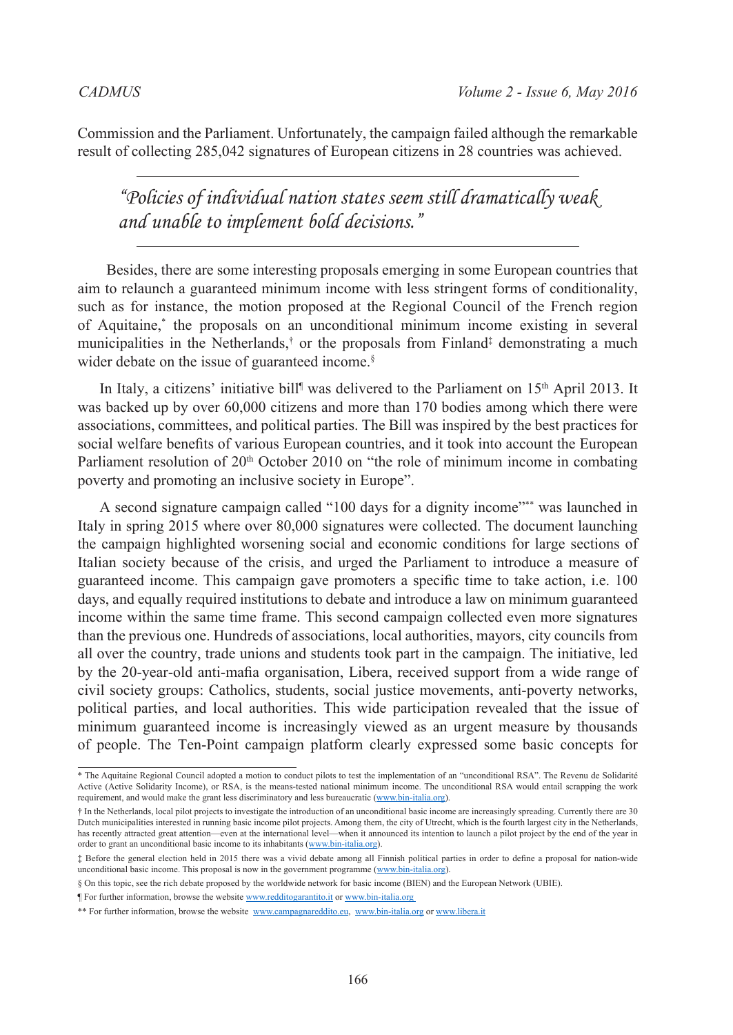Commission and the Parliament. Unfortunately, the campaign failed although the remarkable result of collecting 285,042 signatures of European citizens in 28 countries was achieved.

> *"Policies of individual nation states seem still dramatically weak and unable to implement bold decisions."*

Besides, there are some interesting proposals emerging in some European countries that aim to relaunch a guaranteed minimum income with less stringent forms of conditionality, such as for instance, the motion proposed at the Regional Council of the French region of Aquitaine,* the proposals on an unconditional minimum income existing in several municipalities in the Netherlands,† or the proposals from Finland‡ demonstrating a much wider debate on the issue of guaranteed income.§

In Italy, a citizens' initiative bill¶ was delivered to the Parliament on 15th April 2013. It was backed up by over 60,000 citizens and more than 170 bodies among which there were associations, committees, and political parties. The Bill was inspired by the best practices for social welfare benefits of various European countries, and it took into account the European Parliament resolution of 20th October 2010 on "the role of minimum income in combating poverty and promoting an inclusive society in Europe".

A second signature campaign called "100 days for a dignity income"** was launched in Italy in spring 2015 where over 80,000 signatures were collected. The document launching the campaign highlighted worsening social and economic conditions for large sections of Italian society because of the crisis, and urged the Parliament to introduce a measure of guaranteed income. This campaign gave promoters a specific time to take action, i.e. 100 days, and equally required institutions to debate and introduce a law on minimum guaranteed income within the same time frame. This second campaign collected even more signatures than the previous one. Hundreds of associations, local authorities, mayors, city councils from all over the country, trade unions and students took part in the campaign. The initiative, led by the 20-year-old anti-mafia organisation, Libera, received support from a wide range of civil society groups: Catholics, students, social justice movements, anti-poverty networks, political parties, and local authorities. This wide participation revealed that the issue of minimum guaranteed income is increasingly viewed as an urgent measure by thousands of people. The Ten-Point campaign platform clearly expressed some basic concepts for

---

* The Aquitaine Regional Council adopted a motion to conduct pilots to test the implementation of an "unconditional RSA". The Revenu de Solidarité Active (Active Solidarity Income), or RSA, is the means-tested national minimum income. The unconditional RSA would entail scrapping the work requirement, and would make the grant less discriminatory and less bureaucratic (www.bin-italia.org).

† In the Netherlands, local pilot projects to investigate the introduction of an unconditional basic income are increasingly spreading. Currently there are 30 Dutch municipalities interested in running basic income pilot projects. Among them, the city of Utrecht, which is the fourth largest city in the Netherlands, has recently attracted great attention—even at the international level—when it announced its intention to launch a pilot project by the end of the year in order to grant an unconditional basic income to its inhabitants (www.bin-italia.org).

‡ Before the general election held in 2015 there was a vivid debate among all Finnish political parties in order to define a proposal for nation-wide unconditional basic income. This proposal is now in the government programme (www.bin-italia.org).

§ On this topic, see the rich debate proposed by the worldwide network for basic income (BIEN) and the European Network (UBIE).

¶ For further information, browse the website www.redditogarantito.it or www.bin-italia.org

** For further information, browse the website www.campagnareddito.eu, www.bin-italia.org or www.libera.it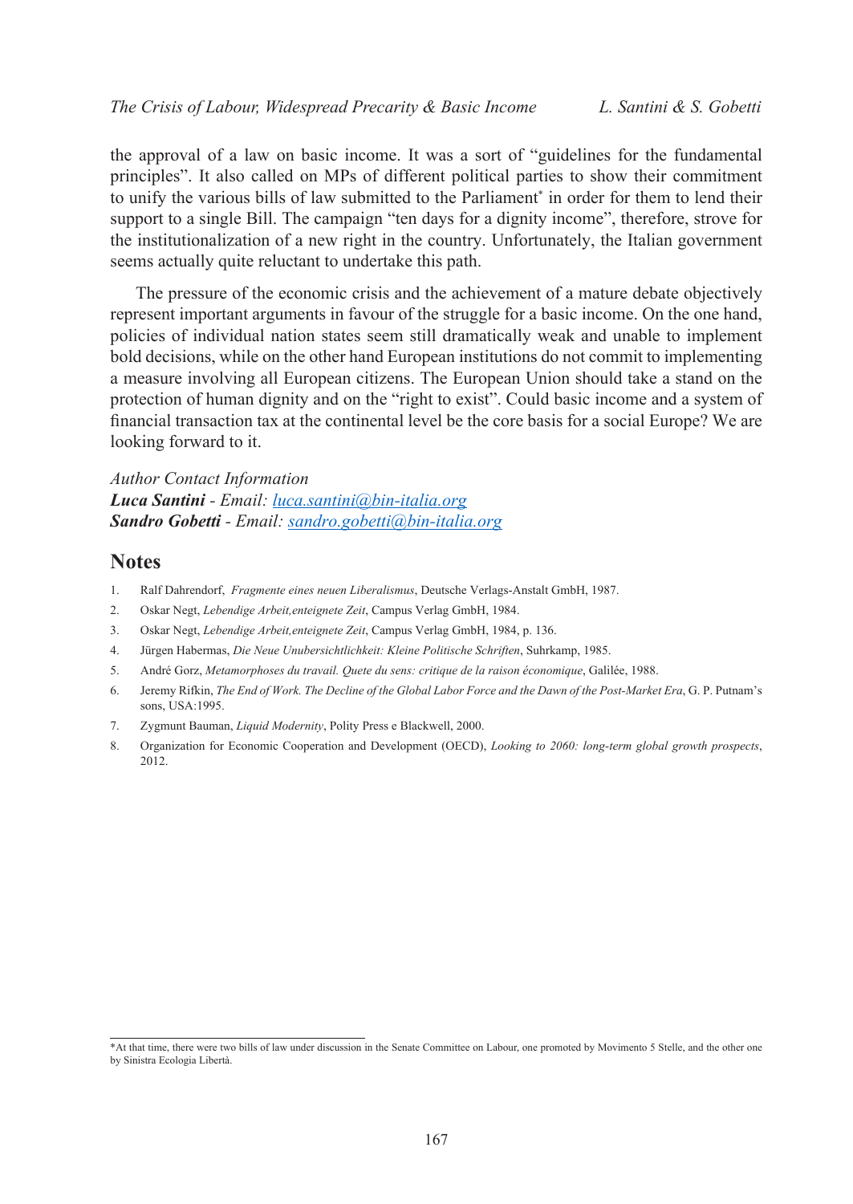the approval of a law on basic income. It was a sort of "guidelines for the fundamental principles". It also called on MPs of different political parties to show their commitment to unify the various bills of law submitted to the Parliament* in order for them to lend their support to a single Bill. The campaign "ten days for a dignity income", therefore, strove for the institutionalization of a new right in the country. Unfortunately, the Italian government seems actually quite reluctant to undertake this path.

The pressure of the economic crisis and the achievement of a mature debate objectively represent important arguments in favour of the struggle for a basic income. On the one hand, policies of individual nation states seem still dramatically weak and unable to implement bold decisions, while on the other hand European institutions do not commit to implementing a measure involving all European citizens. The European Union should take a stand on the protection of human dignity and on the "right to exist". Could basic income and a system of financial transaction tax at the continental level be the core basis for a social Europe? We are looking forward to it.

*Author Contact Information*
***Luca Santini*** *- Email:* *luca.santini@bin-italia.org*
***Sandro Gobetti*** *- Email:* *sandro.gobetti@bin-italia.org*

## Notes

1. Ralf Dahrendorf, *Fragmente eines neuen Liberalismus*, Deutsche Verlags-Anstalt GmbH, 1987.
2. Oskar Negt, *Lebendige Arbeit,enteignete Zeit*, Campus Verlag GmbH, 1984.
3. Oskar Negt, *Lebendige Arbeit,enteignete Zeit*, Campus Verlag GmbH, 1984, p. 136.
4. Jürgen Habermas, *Die Neue Unubersichtlichkeit: Kleine Politische Schriften*, Suhrkamp, 1985.
5. André Gorz, *Metamorphoses du travail. Quete du sens: critique de la raison économique*, Galilée, 1988.
6. Jeremy Rifkin, *The End of Work. The Decline of the Global Labor Force and the Dawn of the Post-Market Era*, G. P. Putnam's sons, USA:1995.
7. Zygmunt Bauman, *Liquid Modernity*, Polity Press e Blackwell, 2000.
8. Organization for Economic Cooperation and Development (OECD), *Looking to 2060: long-term global growth prospects*, 2012.

*At that time, there were two bills of law under discussion in the Senate Committee on Labour, one promoted by Movimento 5 Stelle, and the other one by Sinistra Ecologia Libertà.